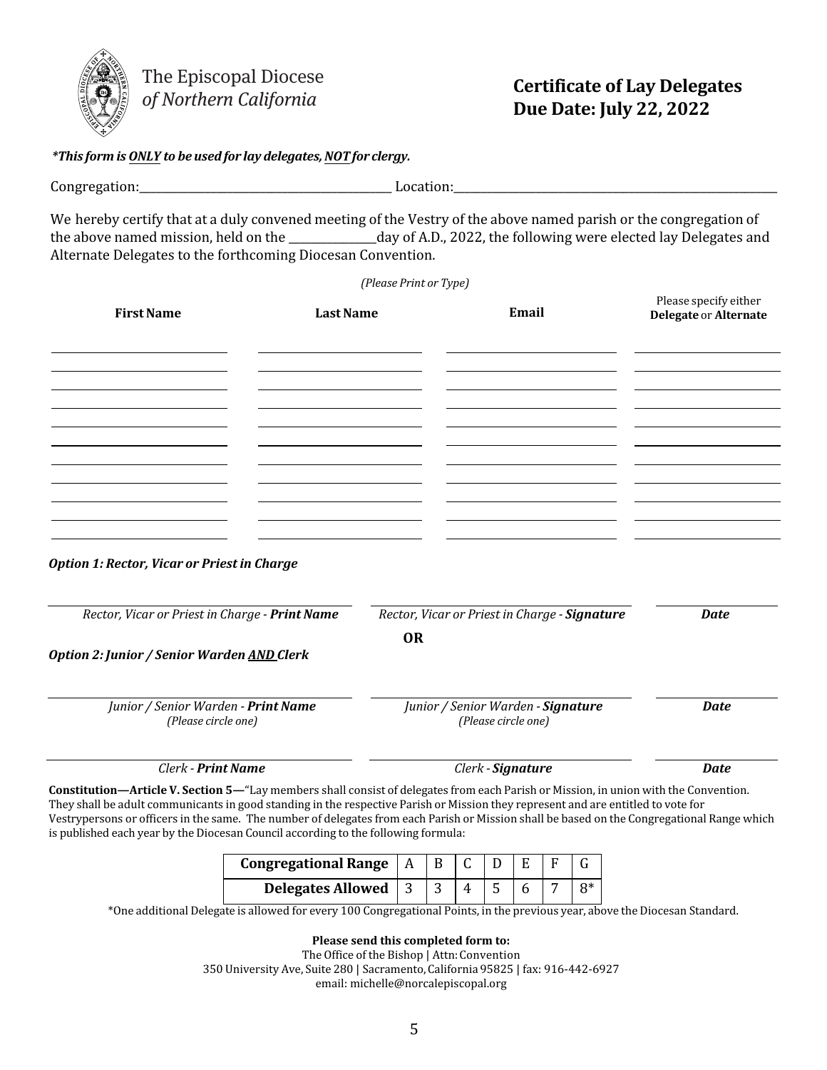The Episcopal Diocese *of Northern California*

# Certificate of Lay Delegates
## Due Date: July 22, 2022

***This form is ONLY to be used for lay delegates, NOT for clergy.***

Congregation:_______________________________________ Location:_______________________________________________

We hereby certify that at a duly convened meeting of the Vestry of the above named parish or the congregation of the above named mission, held on the ______________day of A.D., 2022, the following were elected lay Delegates and Alternate Delegates to the forthcoming Diocesan Convention.

*(Please Print or Type)*

| First Name | Last Name | Email | Please specify either **Delegate** or **Alternate** |
|---|---|---|---|
| | | | |
| | | | |
| | | | |
| | | | |
| | | | |
| | | | |
| | | | |
| | | | |
| | | | |
| | | | |

***Option 1: Rector, Vicar or Priest in Charge***

| *Rector, Vicar or Priest in Charge - **Print Name*** | *Rector, Vicar or Priest in Charge - **Signature*** | ***Date*** |
|---|---|---|

**OR**

***Option 2: Junior / Senior Warden AND Clerk***

| *Junior / Senior Warden - **Print Name*** *(Please circle one)* | *Junior / Senior Warden - **Signature*** *(Please circle one)* | ***Date*** |
|---|---|---|

| *Clerk - **Print Name*** | *Clerk - **Signature*** | ***Date*** |
|---|---|---|

**Constitution—Article V. Section 5—**"Lay members shall consist of delegates from each Parish or Mission, in union with the Convention. They shall be adult communicants in good standing in the respective Parish or Mission they represent and are entitled to vote for Vestrypersons or officers in the same. The number of delegates from each Parish or Mission shall be based on the Congregational Range which is published each year by the Diocesan Council according to the following formula:

| **Congregational Range** | A | B | C | D | E | F | G |
|---|---|---|---|---|---|---|---|
| **Delegates Allowed** | 3 | 3 | 4 | 5 | 6 | 7 | 8* |

*One additional Delegate is allowed for every 100 Congregational Points, in the previous year, above the Diocesan Standard.

**Please send this completed form to:**
The Office of the Bishop | Attn: Convention
350 University Ave, Suite 280 | Sacramento, California 95825 | fax: 916-442-6927
email: michelle@norcalepiscopal.org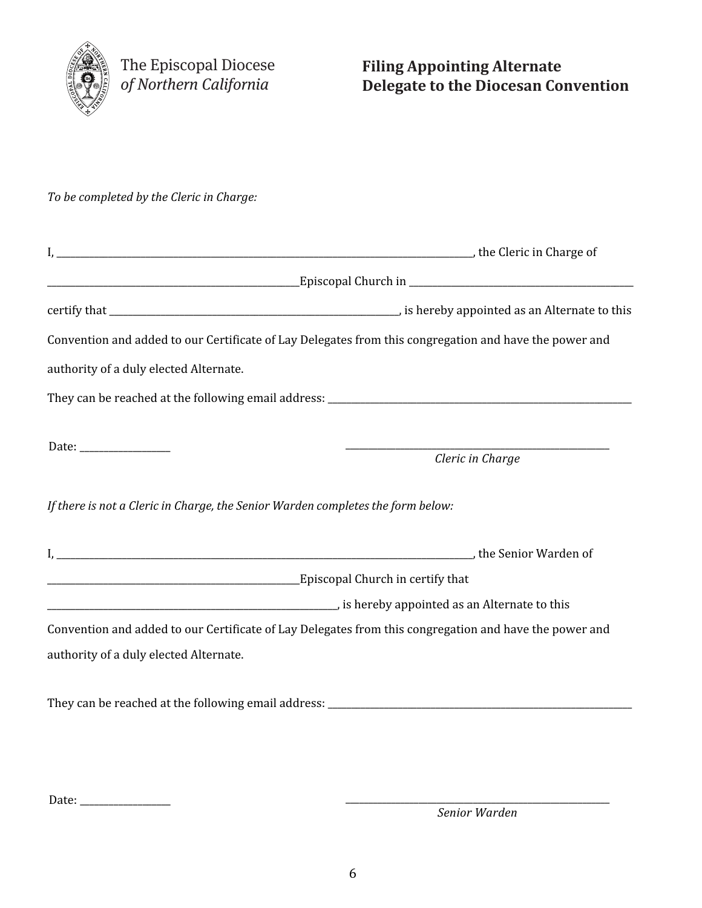The Episcopal Diocese *of Northern California*

# Filing Appointing Alternate Delegate to the Diocesan Convention

*To be completed by the Cleric in Charge:*

I, \_\_\_\_\_\_\_\_\_\_\_\_\_\_\_\_\_\_\_\_\_\_\_\_\_\_\_\_\_\_\_\_\_\_\_\_\_\_\_\_\_\_\_\_\_\_\_\_\_\_\_\_\_\_\_\_\_\_\_\_, the Cleric in Charge of

\_\_\_\_\_\_\_\_\_\_\_\_\_\_\_\_\_\_\_\_\_\_\_\_\_\_\_\_\_\_\_\_\_\_\_\_\_\_\_\_Episcopal Church in \_\_\_\_\_\_\_\_\_\_\_\_\_\_\_\_\_\_\_\_\_\_\_\_\_\_\_\_\_\_\_\_\_\_\_\_

certify that \_\_\_\_\_\_\_\_\_\_\_\_\_\_\_\_\_\_\_\_\_\_\_\_\_\_\_\_\_\_\_\_\_\_\_\_\_\_\_\_\_\_\_\_, is hereby appointed as an Alternate to this Convention and added to our Certificate of Lay Delegates from this congregation and have the power and authority of a duly elected Alternate.

They can be reached at the following email address: \_\_\_\_\_\_\_\_\_\_\_\_\_\_\_\_\_\_\_\_\_\_\_\_\_\_\_\_\_\_\_\_\_\_\_\_\_\_\_\_\_\_\_\_

Date: \_\_\_\_\_\_\_\_\_\_\_\_\_\_

\_\_\_\_\_\_\_\_\_\_\_\_\_\_\_\_\_\_\_\_\_\_\_\_\_\_\_\_\_\_\_\_\_\_\_\_\_\_\_\_
*Cleric in Charge*

*If there is not a Cleric in Charge, the Senior Warden completes the form below:*

I, \_\_\_\_\_\_\_\_\_\_\_\_\_\_\_\_\_\_\_\_\_\_\_\_\_\_\_\_\_\_\_\_\_\_\_\_\_\_\_\_\_\_\_\_\_\_\_\_\_\_\_\_\_\_\_\_\_\_\_\_, the Senior Warden of

\_\_\_\_\_\_\_\_\_\_\_\_\_\_\_\_\_\_\_\_\_\_\_\_\_\_\_\_\_\_\_\_\_\_\_\_\_\_\_\_Episcopal Church in certify that

\_\_\_\_\_\_\_\_\_\_\_\_\_\_\_\_\_\_\_\_\_\_\_\_\_\_\_\_\_\_\_\_\_\_\_\_\_\_\_\_\_\_\_\_, is hereby appointed as an Alternate to this Convention and added to our Certificate of Lay Delegates from this congregation and have the power and authority of a duly elected Alternate.

They can be reached at the following email address: \_\_\_\_\_\_\_\_\_\_\_\_\_\_\_\_\_\_\_\_\_\_\_\_\_\_\_\_\_\_\_\_\_\_\_\_\_\_\_\_\_\_\_\_

Date: \_\_\_\_\_\_\_\_\_\_\_\_\_\_

\_\_\_\_\_\_\_\_\_\_\_\_\_\_\_\_\_\_\_\_\_\_\_\_\_\_\_\_\_\_\_\_\_\_\_\_\_\_\_\_
*Senior Warden*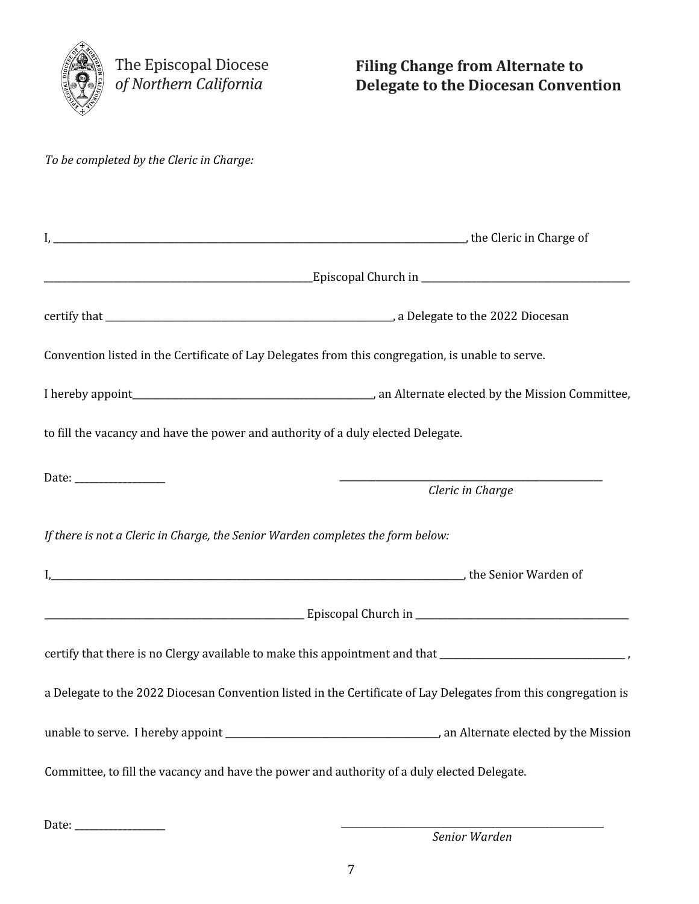The Episcopal Diocese
*of Northern California*

# Filing Change from Alternate to Delegate to the Diocesan Convention

*To be completed by the Cleric in Charge:*

I, ______________________________________________, the Cleric in Charge of

______________________________Episcopal Church in ____________________________

certify that ________________________________, a Delegate to the 2022 Diocesan

Convention listed in the Certificate of Lay Delegates from this congregation, is unable to serve.

I hereby appoint___________________________, an Alternate elected by the Mission Committee,

to fill the vacancy and have the power and authority of a duly elected Delegate.

Date: ___________ ________________________________

*Cleric in Charge*

*If there is not a Cleric in Charge, the Senior Warden completes the form below:*

I,______________________________________________, the Senior Warden of

______________________________ Episcopal Church in ____________________________

certify that there is no Clergy available to make this appointment and that ____________________ ,

a Delegate to the 2022 Diocesan Convention listed in the Certificate of Lay Delegates from this congregation is

unable to serve. I hereby appoint ________________________, an Alternate elected by the Mission

Committee, to fill the vacancy and have the power and authority of a duly elected Delegate.

Date: ___________ ________________________________

*Senior Warden*